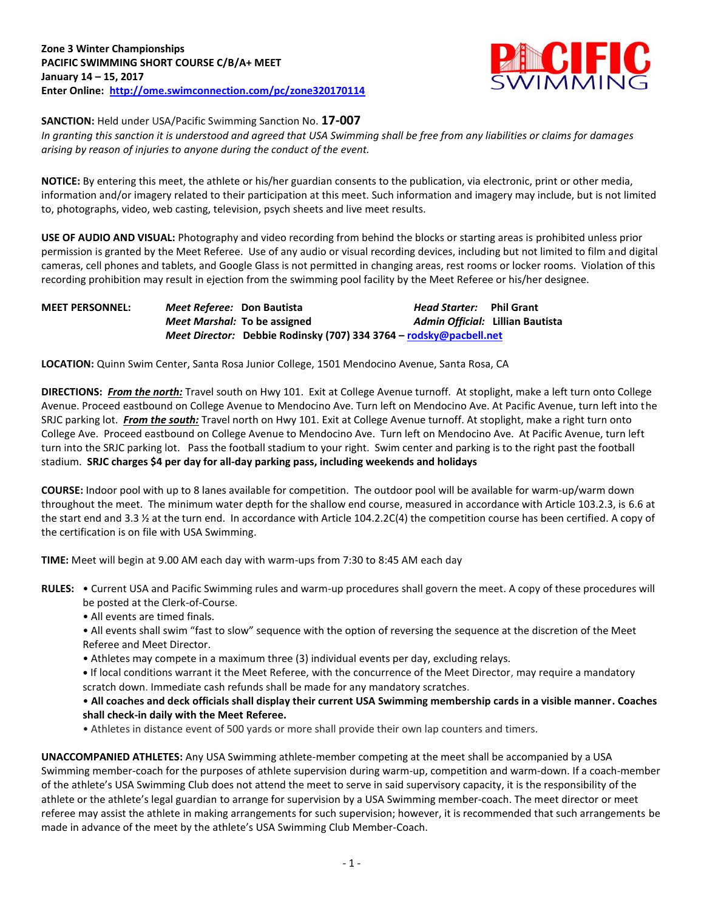**Zone 3 Winter Championships**
**PACIFIC SWIMMING SHORT COURSE C/B/A+ MEET**
**January 14 – 15, 2017**
**Enter Online: [http://ome.swimconnection.com/pc/zone320170114](http://ome.swimconnection.com/pc/zone320170114)**

**SANCTION:** Held under USA/Pacific Swimming Sanction No. **17-007**
*In granting this sanction it is understood and agreed that USA Swimming shall be free from any liabilities or claims for damages arising by reason of injuries to anyone during the conduct of the event.*

**NOTICE:** By entering this meet, the athlete or his/her guardian consents to the publication, via electronic, print or other media, information and/or imagery related to their participation at this meet. Such information and imagery may include, but is not limited to, photographs, video, web casting, television, psych sheets and live meet results.

**USE OF AUDIO AND VISUAL:** Photography and video recording from behind the blocks or starting areas is prohibited unless prior permission is granted by the Meet Referee. Use of any audio or visual recording devices, including but not limited to film and digital cameras, cell phones and tablets, and Google Glass is not permitted in changing areas, rest rooms or locker rooms. Violation of this recording prohibition may result in ejection from the swimming pool facility by the Meet Referee or his/her designee.

**MEET PERSONNEL:**
*Meet Referee:* **Don Bautista** — *Head Starter:* **Phil Grant**
*Meet Marshal:* **To be assigned** — *Admin Official:* **Lillian Bautista**
*Meet Director:* **Debbie Rodinsky (707) 334 3764 – [rodsky@pacbell.net](mailto:rodsky@pacbell.net)**

**LOCATION:** Quinn Swim Center, Santa Rosa Junior College, 1501 Mendocino Avenue, Santa Rosa, CA

**DIRECTIONS:** ***From the north:*** Travel south on Hwy 101. Exit at College Avenue turnoff. At stoplight, make a left turn onto College Avenue. Proceed eastbound on College Avenue to Mendocino Ave. Turn left on Mendocino Ave. At Pacific Avenue, turn left into the SRJC parking lot. ***From the south:*** Travel north on Hwy 101. Exit at College Avenue turnoff. At stoplight, make a right turn onto College Ave. Proceed eastbound on College Avenue to Mendocino Ave. Turn left on Mendocino Ave. At Pacific Avenue, turn left turn into the SRJC parking lot. Pass the football stadium to your right. Swim center and parking is to the right past the football stadium. **SRJC charges $4 per day for all-day parking pass, including weekends and holidays**

**COURSE:** Indoor pool with up to 8 lanes available for competition. The outdoor pool will be available for warm-up/warm down throughout the meet. The minimum water depth for the shallow end course, measured in accordance with Article 103.2.3, is 6.6 at the start end and 3.3 ½ at the turn end. In accordance with Article 104.2.2C(4) the competition course has been certified. A copy of the certification is on file with USA Swimming.

**TIME:** Meet will begin at 9.00 AM each day with warm-ups from 7:30 to 8:45 AM each day

**RULES:**

- Current USA and Pacific Swimming rules and warm-up procedures shall govern the meet. A copy of these procedures will be posted at the Clerk-of-Course.
- All events are timed finals.
- All events shall swim "fast to slow" sequence with the option of reversing the sequence at the discretion of the Meet Referee and Meet Director.
- Athletes may compete in a maximum three (3) individual events per day, excluding relays.
- If local conditions warrant it the Meet Referee, with the concurrence of the Meet Director, may require a mandatory scratch down. Immediate cash refunds shall be made for any mandatory scratches.
- **All coaches and deck officials shall display their current USA Swimming membership cards in a visible manner. Coaches shall check-in daily with the Meet Referee.**
- Athletes in distance event of 500 yards or more shall provide their own lap counters and timers.

**UNACCOMPANIED ATHLETES:** Any USA Swimming athlete-member competing at the meet shall be accompanied by a USA Swimming member-coach for the purposes of athlete supervision during warm-up, competition and warm-down. If a coach-member of the athlete's USA Swimming Club does not attend the meet to serve in said supervisory capacity, it is the responsibility of the athlete or the athlete's legal guardian to arrange for supervision by a USA Swimming member-coach. The meet director or meet referee may assist the athlete in making arrangements for such supervision; however, it is recommended that such arrangements be made in advance of the meet by the athlete's USA Swimming Club Member-Coach.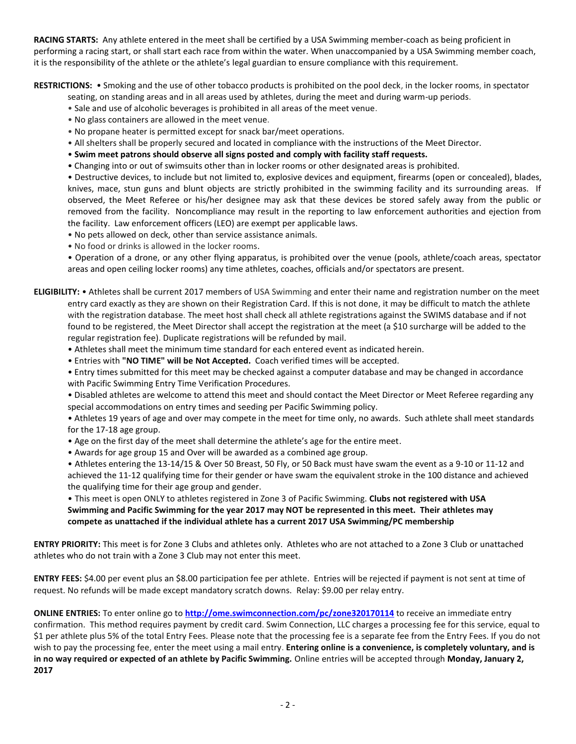**RACING STARTS:** Any athlete entered in the meet shall be certified by a USA Swimming member-coach as being proficient in performing a racing start, or shall start each race from within the water. When unaccompanied by a USA Swimming member coach, it is the responsibility of the athlete or the athlete's legal guardian to ensure compliance with this requirement.

**RESTRICTIONS:** • Smoking and the use of other tobacco products is prohibited on the pool deck, in the locker rooms, in spectator seating, on standing areas and in all areas used by athletes, during the meet and during warm-up periods.

- Sale and use of alcoholic beverages is prohibited in all areas of the meet venue.
- No glass containers are allowed in the meet venue.
- No propane heater is permitted except for snack bar/meet operations.
- All shelters shall be properly secured and located in compliance with the instructions of the Meet Director.
- **Swim meet patrons should observe all signs posted and comply with facility staff requests.**
- Changing into or out of swimsuits other than in locker rooms or other designated areas is prohibited.
- Destructive devices, to include but not limited to, explosive devices and equipment, firearms (open or concealed), blades, knives, mace, stun guns and blunt objects are strictly prohibited in the swimming facility and its surrounding areas. If observed, the Meet Referee or his/her designee may ask that these devices be stored safely away from the public or removed from the facility. Noncompliance may result in the reporting to law enforcement authorities and ejection from the facility. Law enforcement officers (LEO) are exempt per applicable laws.
- No pets allowed on deck, other than service assistance animals.
- No food or drinks is allowed in the locker rooms.
- Operation of a drone, or any other flying apparatus, is prohibited over the venue (pools, athlete/coach areas, spectator areas and open ceiling locker rooms) any time athletes, coaches, officials and/or spectators are present.

**ELIGIBILITY:** • Athletes shall be current 2017 members of USA Swimming and enter their name and registration number on the meet entry card exactly as they are shown on their Registration Card. If this is not done, it may be difficult to match the athlete with the registration database. The meet host shall check all athlete registrations against the SWIMS database and if not found to be registered, the Meet Director shall accept the registration at the meet (a $10 surcharge will be added to the regular registration fee). Duplicate registrations will be refunded by mail.

- Athletes shall meet the minimum time standard for each entered event as indicated herein.
- Entries with **"NO TIME" will be Not Accepted.** Coach verified times will be accepted.
- Entry times submitted for this meet may be checked against a computer database and may be changed in accordance with Pacific Swimming Entry Time Verification Procedures.
- Disabled athletes are welcome to attend this meet and should contact the Meet Director or Meet Referee regarding any special accommodations on entry times and seeding per Pacific Swimming policy.
- Athletes 19 years of age and over may compete in the meet for time only, no awards. Such athlete shall meet standards for the 17-18 age group.
- Age on the first day of the meet shall determine the athlete's age for the entire meet.
- Awards for age group 15 and Over will be awarded as a combined age group.
- Athletes entering the 13-14/15 & Over 50 Breast, 50 Fly, or 50 Back must have swam the event as a 9-10 or 11-12 and achieved the 11-12 qualifying time for their gender or have swam the equivalent stroke in the 100 distance and achieved the qualifying time for their age group and gender.
- This meet is open ONLY to athletes registered in Zone 3 of Pacific Swimming. **Clubs not registered with USA Swimming and Pacific Swimming for the year 2017 may NOT be represented in this meet. Their athletes may compete as unattached if the individual athlete has a current 2017 USA Swimming/PC membership**

**ENTRY PRIORITY:** This meet is for Zone 3 Clubs and athletes only. Athletes who are not attached to a Zone 3 Club or unattached athletes who do not train with a Zone 3 Club may not enter this meet.

**ENTRY FEES:** $4.00 per event plus an $8.00 participation fee per athlete. Entries will be rejected if payment is not sent at time of request. No refunds will be made except mandatory scratch downs. Relay: $9.00 per relay entry.

**ONLINE ENTRIES:** To enter online go to **http://ome.swimconnection.com/pc/zone320170114** to receive an immediate entry confirmation. This method requires payment by credit card. Swim Connection, LLC charges a processing fee for this service, equal to $1 per athlete plus 5% of the total Entry Fees. Please note that the processing fee is a separate fee from the Entry Fees. If you do not wish to pay the processing fee, enter the meet using a mail entry. **Entering online is a convenience, is completely voluntary, and is in no way required or expected of an athlete by Pacific Swimming.** Online entries will be accepted through **Monday, January 2, 2017**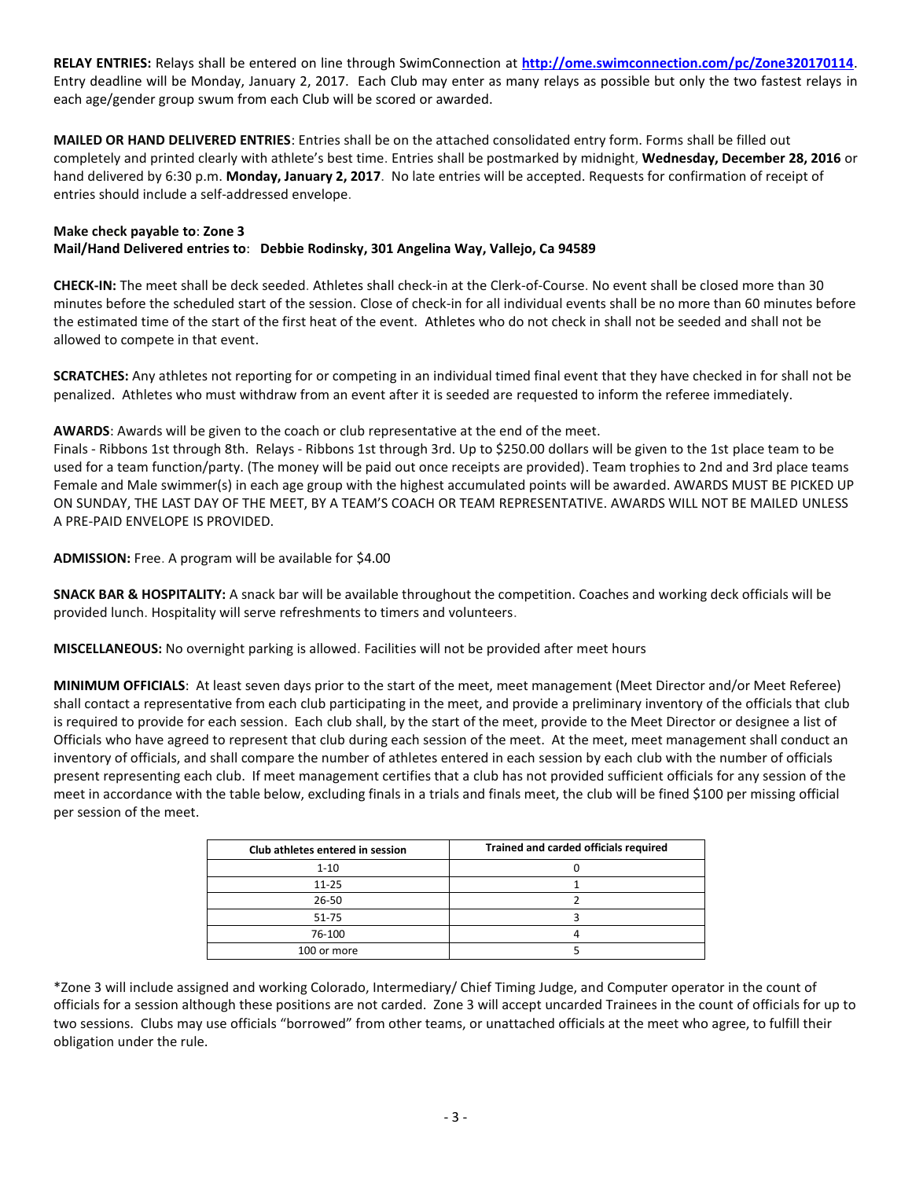**RELAY ENTRIES:** Relays shall be entered on line through SwimConnection at **http://ome.swimconnection.com/pc/Zone320170114**. Entry deadline will be Monday, January 2, 2017. Each Club may enter as many relays as possible but only the two fastest relays in each age/gender group swum from each Club will be scored or awarded.

**MAILED OR HAND DELIVERED ENTRIES**: Entries shall be on the attached consolidated entry form. Forms shall be filled out completely and printed clearly with athlete's best time. Entries shall be postmarked by midnight, **Wednesday, December 28, 2016** or hand delivered by 6:30 p.m. **Monday, January 2, 2017**. No late entries will be accepted. Requests for confirmation of receipt of entries should include a self-addressed envelope.

**Make check payable to**: **Zone 3**
**Mail/Hand Delivered entries to**: **Debbie Rodinsky, 301 Angelina Way, Vallejo, Ca 94589**

**CHECK-IN:** The meet shall be deck seeded. Athletes shall check-in at the Clerk-of-Course. No event shall be closed more than 30 minutes before the scheduled start of the session. Close of check-in for all individual events shall be no more than 60 minutes before the estimated time of the start of the first heat of the event. Athletes who do not check in shall not be seeded and shall not be allowed to compete in that event.

**SCRATCHES:** Any athletes not reporting for or competing in an individual timed final event that they have checked in for shall not be penalized. Athletes who must withdraw from an event after it is seeded are requested to inform the referee immediately.

**AWARDS**: Awards will be given to the coach or club representative at the end of the meet.
Finals - Ribbons 1st through 8th. Relays - Ribbons 1st through 3rd. Up to $250.00 dollars will be given to the 1st place team to be used for a team function/party. (The money will be paid out once receipts are provided). Team trophies to 2nd and 3rd place teams Female and Male swimmer(s) in each age group with the highest accumulated points will be awarded. AWARDS MUST BE PICKED UP ON SUNDAY, THE LAST DAY OF THE MEET, BY A TEAM'S COACH OR TEAM REPRESENTATIVE. AWARDS WILL NOT BE MAILED UNLESS A PRE-PAID ENVELOPE IS PROVIDED.

**ADMISSION:** Free. A program will be available for $4.00

**SNACK BAR & HOSPITALITY:** A snack bar will be available throughout the competition. Coaches and working deck officials will be provided lunch. Hospitality will serve refreshments to timers and volunteers.

**MISCELLANEOUS:** No overnight parking is allowed. Facilities will not be provided after meet hours

**MINIMUM OFFICIALS**: At least seven days prior to the start of the meet, meet management (Meet Director and/or Meet Referee) shall contact a representative from each club participating in the meet, and provide a preliminary inventory of the officials that club is required to provide for each session. Each club shall, by the start of the meet, provide to the Meet Director or designee a list of Officials who have agreed to represent that club during each session of the meet. At the meet, meet management shall conduct an inventory of officials, and shall compare the number of athletes entered in each session by each club with the number of officials present representing each club. If meet management certifies that a club has not provided sufficient officials for any session of the meet in accordance with the table below, excluding finals in a trials and finals meet, the club will be fined $100 per missing official per session of the meet.

| Club athletes entered in session | Trained and carded officials required |
|---|---|
| 1-10 | 0 |
| 11-25 | 1 |
| 26-50 | 2 |
| 51-75 | 3 |
| 76-100 | 4 |
| 100 or more | 5 |

*Zone 3 will include assigned and working Colorado, Intermediary/ Chief Timing Judge, and Computer operator in the count of officials for a session although these positions are not carded. Zone 3 will accept uncarded Trainees in the count of officials for up to two sessions. Clubs may use officials "borrowed" from other teams, or unattached officials at the meet who agree, to fulfill their obligation under the rule.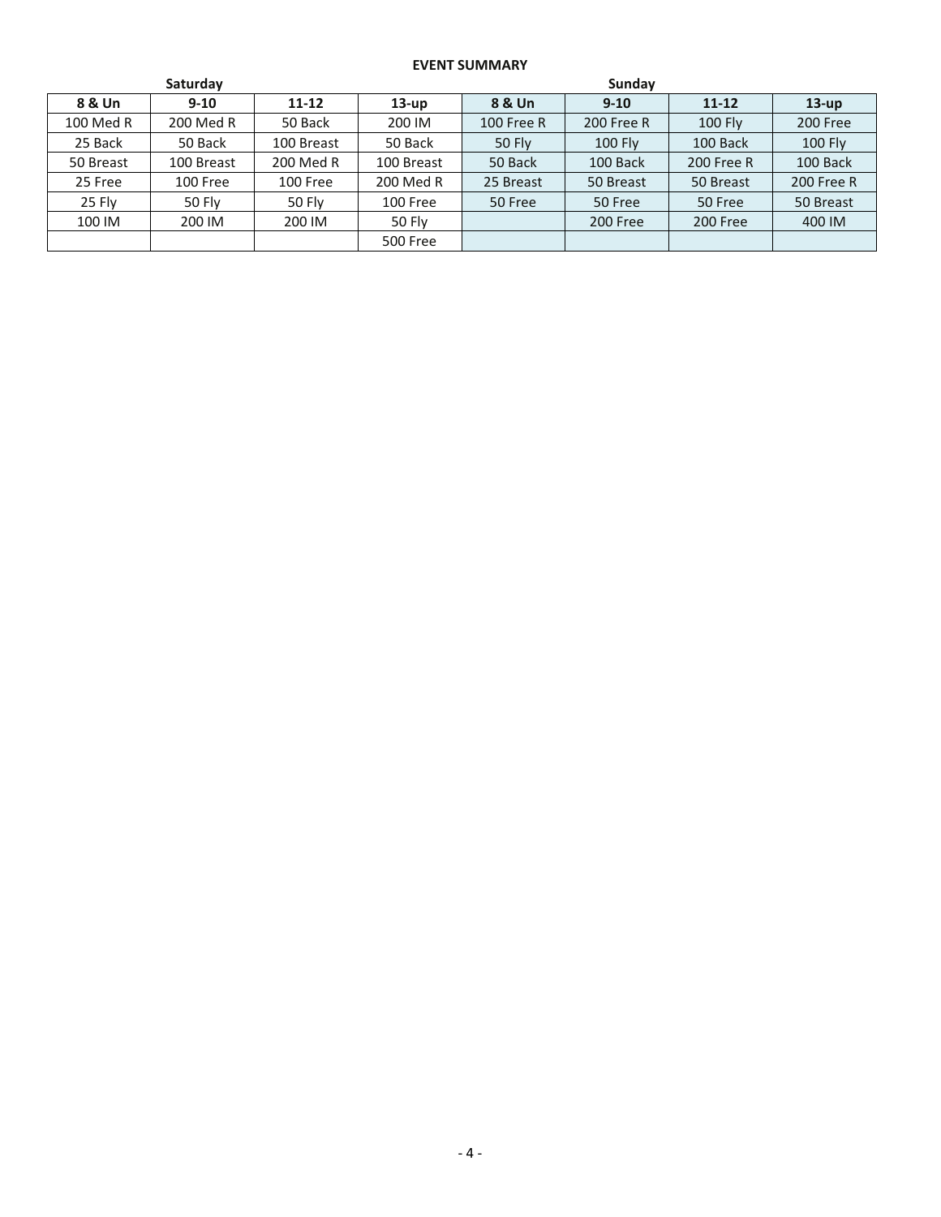**EVENT SUMMARY**

| Saturday | | | | Sunday | | | |
|---|---|---|---|---|---|---|---|
| **8 & Un** | **9-10** | **11-12** | **13-up** | **8 & Un** | **9-10** | **11-12** | **13-up** |
| 100 Med R | 200 Med R | 50 Back | 200 IM | 100 Free R | 200 Free R | 100 Fly | 200 Free |
| 25 Back | 50 Back | 100 Breast | 50 Back | 50 Fly | 100 Fly | 100 Back | 100 Fly |
| 50 Breast | 100 Breast | 200 Med R | 100 Breast | 50 Back | 100 Back | 200 Free R | 100 Back |
| 25 Free | 100 Free | 100 Free | 200 Med R | 25 Breast | 50 Breast | 50 Breast | 200 Free R |
| 25 Fly | 50 Fly | 50 Fly | 100 Free | 50 Free | 50 Free | 50 Free | 50 Breast |
| 100 IM | 200 IM | 200 IM | 50 Fly | | 200 Free | 200 Free | 400 IM |
| | | | 500 Free | | | | |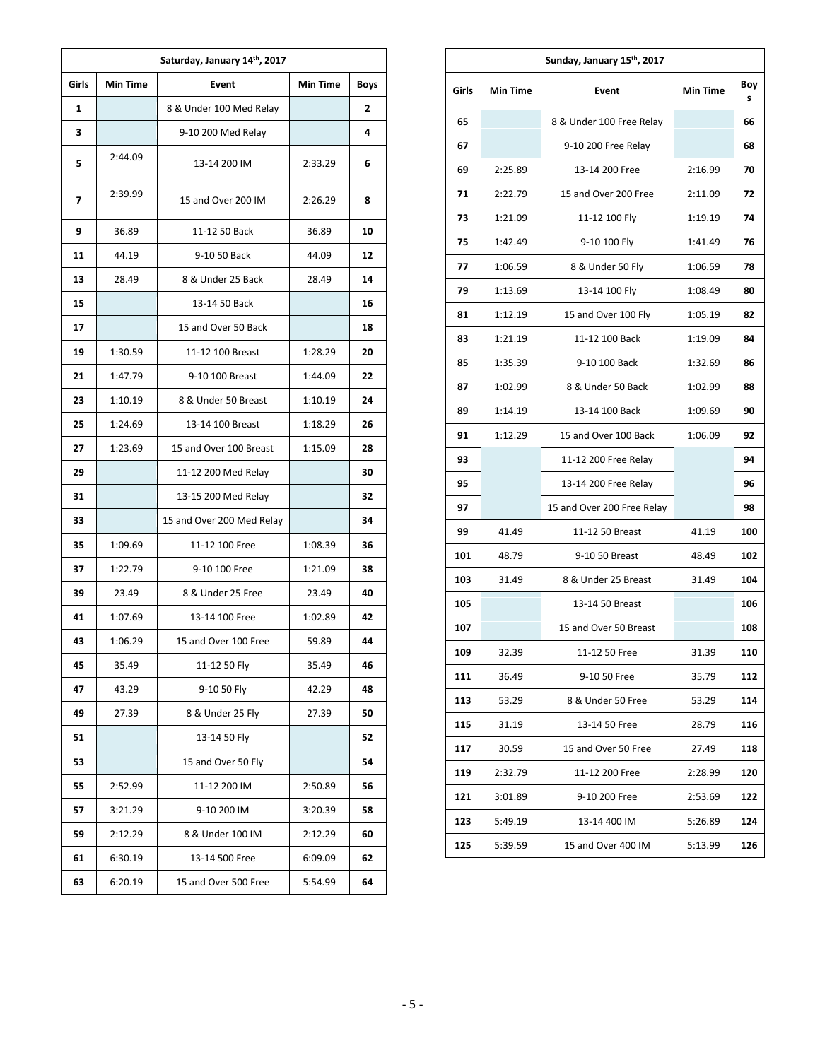| Saturday, January 14th, 2017 | | | | |
|---|---|---|---|---|
| Girls | Min Time | Event | Min Time | Boys |
| 1 | | 8 & Under 100 Med Relay | | 2 |
| 3 | | 9-10 200 Med Relay | | 4 |
| 5 | 2:44.09 | 13-14 200 IM | 2:33.29 | 6 |
| 7 | 2:39.99 | 15 and Over 200 IM | 2:26.29 | 8 |
| 9 | 36.89 | 11-12 50 Back | 36.89 | 10 |
| 11 | 44.19 | 9-10 50 Back | 44.09 | 12 |
| 13 | 28.49 | 8 & Under 25 Back | 28.49 | 14 |
| 15 | | 13-14 50 Back | | 16 |
| 17 | | 15 and Over 50 Back | | 18 |
| 19 | 1:30.59 | 11-12 100 Breast | 1:28.29 | 20 |
| 21 | 1:47.79 | 9-10 100 Breast | 1:44.09 | 22 |
| 23 | 1:10.19 | 8 & Under 50 Breast | 1:10.19 | 24 |
| 25 | 1:24.69 | 13-14 100 Breast | 1:18.29 | 26 |
| 27 | 1:23.69 | 15 and Over 100 Breast | 1:15.09 | 28 |
| 29 | | 11-12 200 Med Relay | | 30 |
| 31 | | 13-15 200 Med Relay | | 32 |
| 33 | | 15 and Over 200 Med Relay | | 34 |
| 35 | 1:09.69 | 11-12 100 Free | 1:08.39 | 36 |
| 37 | 1:22.79 | 9-10 100 Free | 1:21.09 | 38 |
| 39 | 23.49 | 8 & Under 25 Free | 23.49 | 40 |
| 41 | 1:07.69 | 13-14 100 Free | 1:02.89 | 42 |
| 43 | 1:06.29 | 15 and Over 100 Free | 59.89 | 44 |
| 45 | 35.49 | 11-12 50 Fly | 35.49 | 46 |
| 47 | 43.29 | 9-10 50 Fly | 42.29 | 48 |
| 49 | 27.39 | 8 & Under 25 Fly | 27.39 | 50 |
| 51 | | 13-14 50 Fly | | 52 |
| 53 | | 15 and Over 50 Fly | | 54 |
| 55 | 2:52.99 | 11-12 200 IM | 2:50.89 | 56 |
| 57 | 3:21.29 | 9-10 200 IM | 3:20.39 | 58 |
| 59 | 2:12.29 | 8 & Under 100 IM | 2:12.29 | 60 |
| 61 | 6:30.19 | 13-14 500 Free | 6:09.09 | 62 |
| 63 | 6:20.19 | 15 and Over 500 Free | 5:54.99 | 64 |

| Sunday, January 15th, 2017 | | | | |
|---|---|---|---|---|
| Girls | Min Time | Event | Min Time | Boys |
| 65 | | 8 & Under 100 Free Relay | | 66 |
| 67 | | 9-10 200 Free Relay | | 68 |
| 69 | 2:25.89 | 13-14 200 Free | 2:16.99 | 70 |
| 71 | 2:22.79 | 15 and Over 200 Free | 2:11.09 | 72 |
| 73 | 1:21.09 | 11-12 100 Fly | 1:19.19 | 74 |
| 75 | 1:42.49 | 9-10 100 Fly | 1:41.49 | 76 |
| 77 | 1:06.59 | 8 & Under 50 Fly | 1:06.59 | 78 |
| 79 | 1:13.69 | 13-14 100 Fly | 1:08.49 | 80 |
| 81 | 1:12.19 | 15 and Over 100 Fly | 1:05.19 | 82 |
| 83 | 1:21.19 | 11-12 100 Back | 1:19.09 | 84 |
| 85 | 1:35.39 | 9-10 100 Back | 1:32.69 | 86 |
| 87 | 1:02.99 | 8 & Under 50 Back | 1:02.99 | 88 |
| 89 | 1:14.19 | 13-14 100 Back | 1:09.69 | 90 |
| 91 | 1:12.29 | 15 and Over 100 Back | 1:06.09 | 92 |
| 93 | | 11-12 200 Free Relay | | 94 |
| 95 | | 13-14 200 Free Relay | | 96 |
| 97 | | 15 and Over 200 Free Relay | | 98 |
| 99 | 41.49 | 11-12 50 Breast | 41.19 | 100 |
| 101 | 48.79 | 9-10 50 Breast | 48.49 | 102 |
| 103 | 31.49 | 8 & Under 25 Breast | 31.49 | 104 |
| 105 | | 13-14 50 Breast | | 106 |
| 107 | | 15 and Over 50 Breast | | 108 |
| 109 | 32.39 | 11-12 50 Free | 31.39 | 110 |
| 111 | 36.49 | 9-10 50 Free | 35.79 | 112 |
| 113 | 53.29 | 8 & Under 50 Free | 53.29 | 114 |
| 115 | 31.19 | 13-14 50 Free | 28.79 | 116 |
| 117 | 30.59 | 15 and Over 50 Free | 27.49 | 118 |
| 119 | 2:32.79 | 11-12 200 Free | 2:28.99 | 120 |
| 121 | 3:01.89 | 9-10 200 Free | 2:53.69 | 122 |
| 123 | 5:49.19 | 13-14 400 IM | 5:26.89 | 124 |
| 125 | 5:39.59 | 15 and Over 400 IM | 5:13.99 | 126 |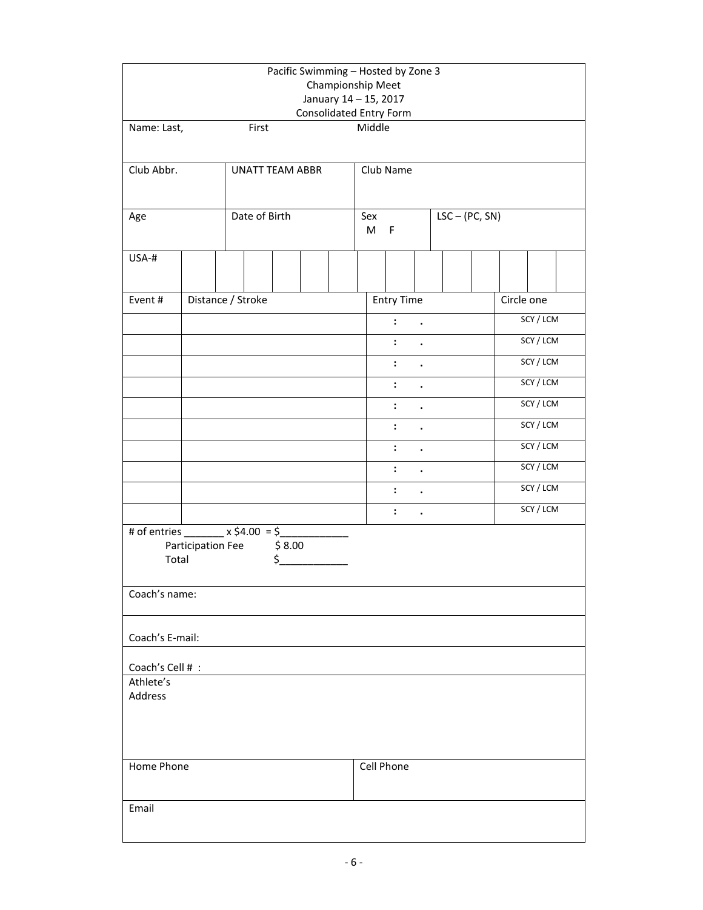Pacific Swimming – Hosted by Zone 3
Championship Meet
January 14 – 15, 2017
Consolidated Entry Form

| | | |
|---|---|---|
| Name: Last, First Middle | | |
| Club Abbr. | UNATT TEAM ABBR | Club Name |
| Age | Date of Birth | Sex M F / LSC – (PC, SN) |

| | | | | | | | | | | | | | | |
|---|---|---|---|---|---|---|---|---|---|---|---|---|---|---|
| USA-# | | | | | | | | | | | | | | |

| Event # | Distance / Stroke | Entry Time | Circle one |
|---|---|---|---|
| | | : . | SCY / LCM |
| | | : . | SCY / LCM |
| | | : . | SCY / LCM |
| | | : . | SCY / LCM |
| | | : . | SCY / LCM |
| | | : . | SCY / LCM |
| | | : . | SCY / LCM |
| | | : . | SCY / LCM |
| | | : . | SCY / LCM |
| | | : . | SCY / LCM |

# of entries _______ x $4.00 = $____________
Participation Fee $ 8.00
Total $____________

Coach's name:

Coach's E-mail:

Coach's Cell # :

Athlete's Address

| | |
|---|---|
| Home Phone | Cell Phone |

Email